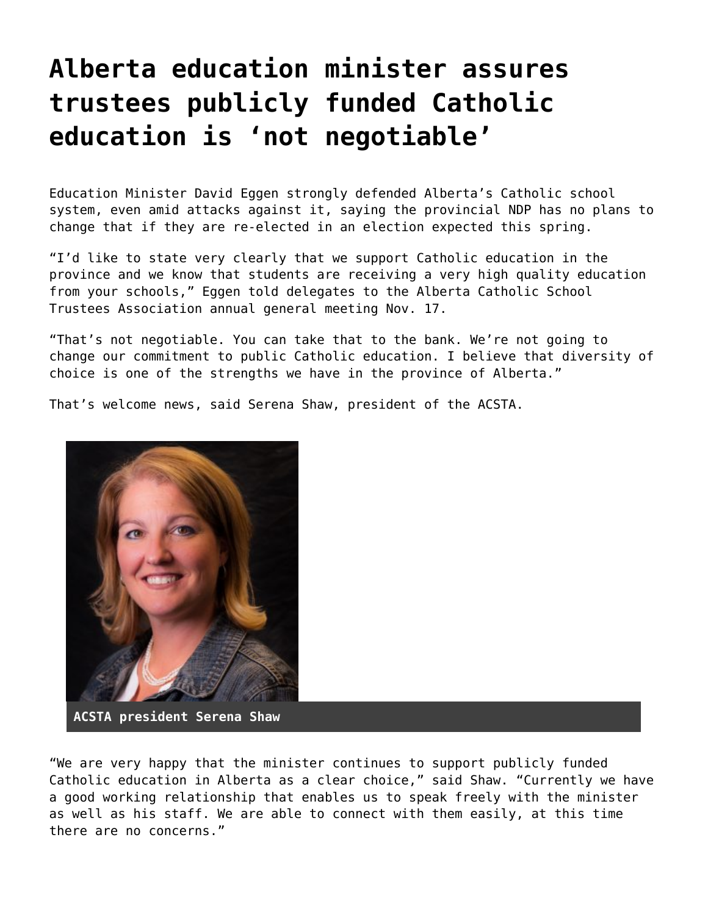# Alberta education minister assures trustees publicly funded Catholic education is 'not negotiable'

Education Minister David Eggen strongly defended Alberta's Catholic school system, even amid attacks against it, saying the provincial NDP has no plans to change that if they are re-elected in an election expected this spring.

"I'd like to state very clearly that we support Catholic education in the province and we know that students are receiving a very high quality education from your schools," Eggen told delegates to the Alberta Catholic School Trustees Association annual general meeting Nov. 17.

"That's not negotiable. You can take that to the bank. We're not going to change our commitment to public Catholic education. I believe that diversity of choice is one of the strengths we have in the province of Alberta."

That's welcome news, said Serena Shaw, president of the ACSTA.

**ACSTA president Serena Shaw**

"We are very happy that the minister continues to support publicly funded Catholic education in Alberta as a clear choice," said Shaw. "Currently we have a good working relationship that enables us to speak freely with the minister as well as his staff. We are able to connect with them easily, at this time there are no concerns."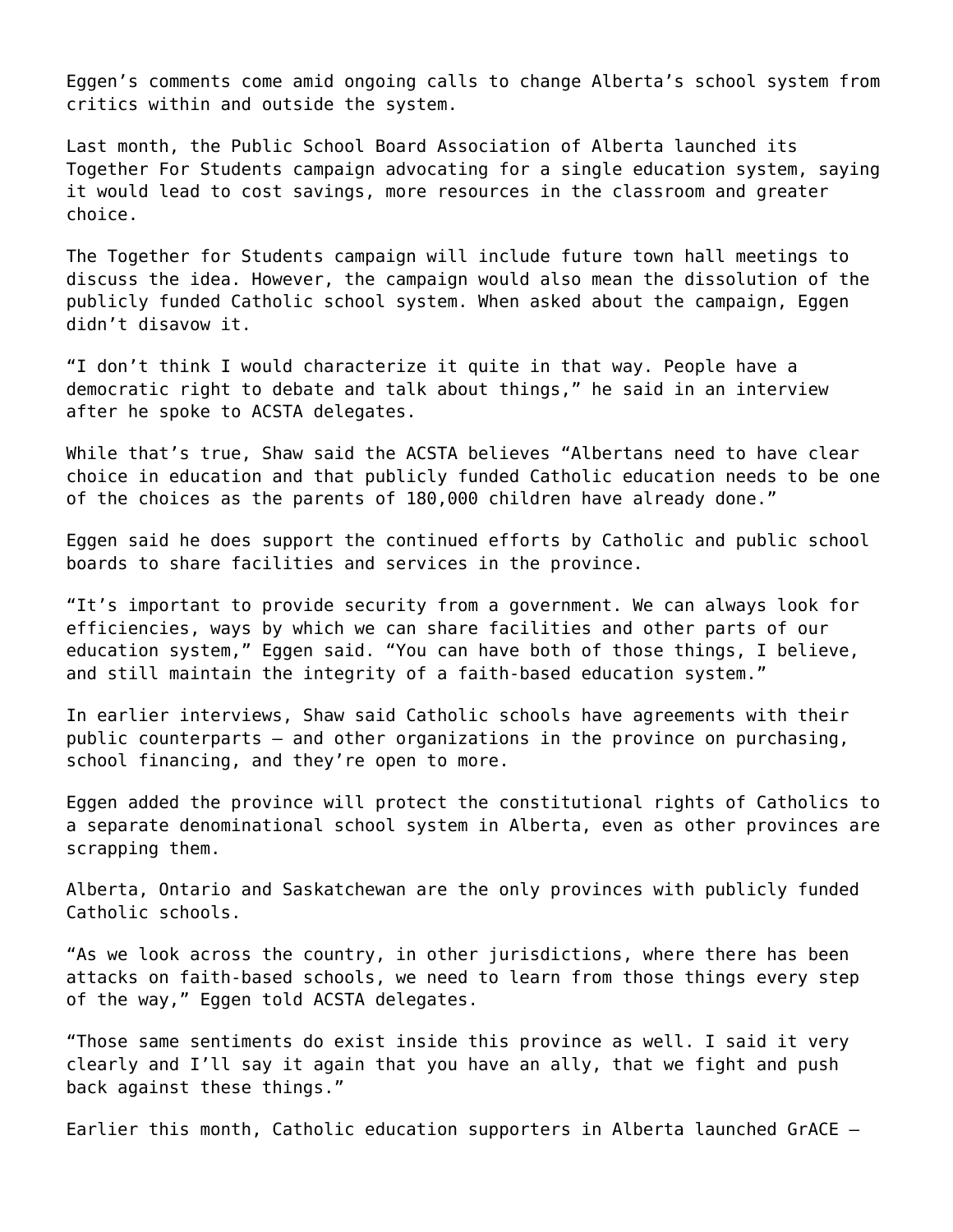Eggen's comments come amid ongoing calls to change Alberta's school system from critics within and outside the system.

Last month, the Public School Board Association of Alberta launched its Together For Students campaign advocating for a single education system, saying it would lead to cost savings, more resources in the classroom and greater choice.

The Together for Students campaign will include future town hall meetings to discuss the idea. However, the campaign would also mean the dissolution of the publicly funded Catholic school system. When asked about the campaign, Eggen didn't disavow it.

"I don't think I would characterize it quite in that way. People have a democratic right to debate and talk about things," he said in an interview after he spoke to ACSTA delegates.

While that's true, Shaw said the ACSTA believes "Albertans need to have clear choice in education and that publicly funded Catholic education needs to be one of the choices as the parents of 180,000 children have already done."

Eggen said he does support the continued efforts by Catholic and public school boards to share facilities and services in the province.

"It's important to provide security from a government. We can always look for efficiencies, ways by which we can share facilities and other parts of our education system," Eggen said. "You can have both of those things, I believe, and still maintain the integrity of a faith-based education system."

In earlier interviews, Shaw said Catholic schools have agreements with their public counterparts – and other organizations in the province on purchasing, school financing, and they're open to more.

Eggen added the province will protect the constitutional rights of Catholics to a separate denominational school system in Alberta, even as other provinces are scrapping them.

Alberta, Ontario and Saskatchewan are the only provinces with publicly funded Catholic schools.

"As we look across the country, in other jurisdictions, where there has been attacks on faith-based schools, we need to learn from those things every step of the way," Eggen told ACSTA delegates.

"Those same sentiments do exist inside this province as well. I said it very clearly and I'll say it again that you have an ally, that we fight and push back against these things."

Earlier this month, Catholic education supporters in Alberta launched GrACE –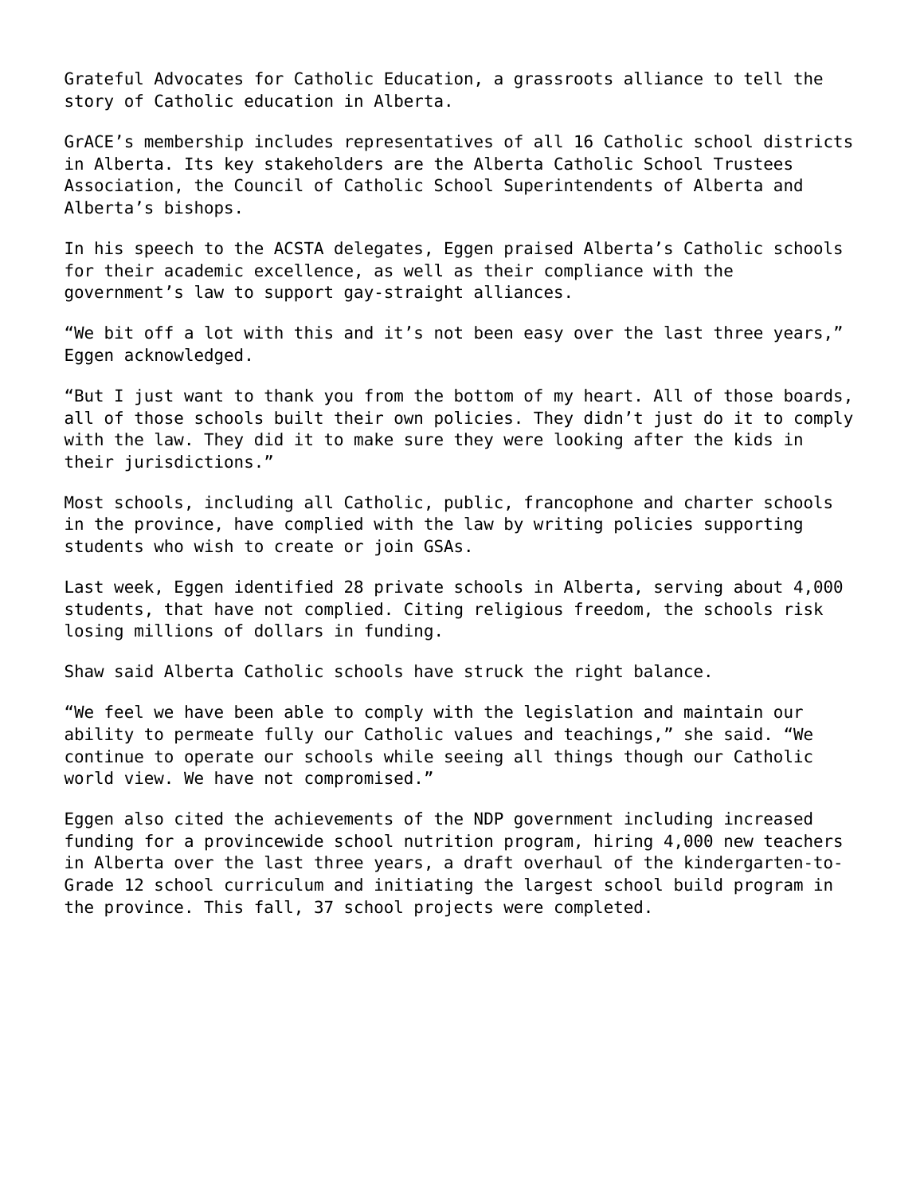Grateful Advocates for Catholic Education, a grassroots alliance to tell the story of Catholic education in Alberta.

GrACE's membership includes representatives of all 16 Catholic school districts in Alberta. Its key stakeholders are the Alberta Catholic School Trustees Association, the Council of Catholic School Superintendents of Alberta and Alberta's bishops.

In his speech to the ACSTA delegates, Eggen praised Alberta's Catholic schools for their academic excellence, as well as their compliance with the government's law to support gay-straight alliances.

"We bit off a lot with this and it's not been easy over the last three years," Eggen acknowledged.

"But I just want to thank you from the bottom of my heart. All of those boards, all of those schools built their own policies. They didn't just do it to comply with the law. They did it to make sure they were looking after the kids in their jurisdictions."

Most schools, including all Catholic, public, francophone and charter schools in the province, have complied with the law by writing policies supporting students who wish to create or join GSAs.

Last week, Eggen identified 28 private schools in Alberta, serving about 4,000 students, that have not complied. Citing religious freedom, the schools risk losing millions of dollars in funding.

Shaw said Alberta Catholic schools have struck the right balance.

"We feel we have been able to comply with the legislation and maintain our ability to permeate fully our Catholic values and teachings," she said. "We continue to operate our schools while seeing all things though our Catholic world view. We have not compromised."

Eggen also cited the achievements of the NDP government including increased funding for a provincewide school nutrition program, hiring 4,000 new teachers in Alberta over the last three years, a draft overhaul of the kindergarten-to-Grade 12 school curriculum and initiating the largest school build program in the province. This fall, 37 school projects were completed.